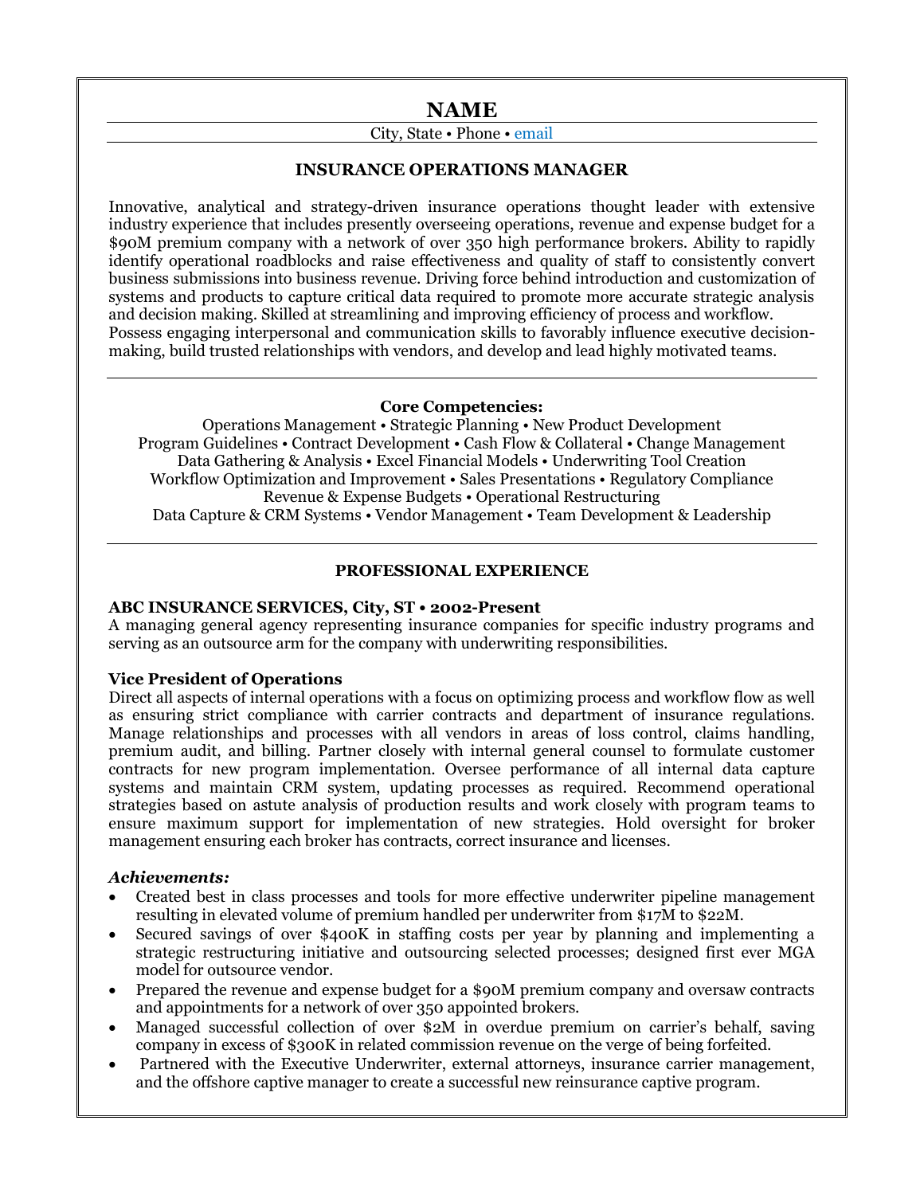# NAME

City, State • Phone • email

## INSURANCE OPERATIONS MANAGER

Innovative, analytical and strategy-driven insurance operations thought leader with extensive industry experience that includes presently overseeing operations, revenue and expense budget for a $90M premium company with a network of over 350 high performance brokers. Ability to rapidly identify operational roadblocks and raise effectiveness and quality of staff to consistently convert business submissions into business revenue. Driving force behind introduction and customization of systems and products to capture critical data required to promote more accurate strategic analysis and decision making. Skilled at streamlining and improving efficiency of process and workflow. Possess engaging interpersonal and communication skills to favorably influence executive decision-making, build trusted relationships with vendors, and develop and lead highly motivated teams.

---

**Core Competencies:**

Operations Management • Strategic Planning • New Product Development
Program Guidelines • Contract Development • Cash Flow & Collateral • Change Management
Data Gathering & Analysis • Excel Financial Models • Underwriting Tool Creation
Workflow Optimization and Improvement • Sales Presentations • Regulatory Compliance
Revenue & Expense Budgets • Operational Restructuring
Data Capture & CRM Systems • Vendor Management • Team Development & Leadership

---

## PROFESSIONAL EXPERIENCE

**ABC INSURANCE SERVICES, City, ST • 2002-Present**
A managing general agency representing insurance companies for specific industry programs and serving as an outsource arm for the company with underwriting responsibilities.

**Vice President of Operations**
Direct all aspects of internal operations with a focus on optimizing process and workflow flow as well as ensuring strict compliance with carrier contracts and department of insurance regulations. Manage relationships and processes with all vendors in areas of loss control, claims handling, premium audit, and billing. Partner closely with internal general counsel to formulate customer contracts for new program implementation. Oversee performance of all internal data capture systems and maintain CRM system, updating processes as required. Recommend operational strategies based on astute analysis of production results and work closely with program teams to ensure maximum support for implementation of new strategies. Hold oversight for broker management ensuring each broker has contracts, correct insurance and licenses.

***Achievements:***

- Created best in class processes and tools for more effective underwriter pipeline management resulting in elevated volume of premium handled per underwriter from $17M to $22M.
- Secured savings of over $400K in staffing costs per year by planning and implementing a strategic restructuring initiative and outsourcing selected processes; designed first ever MGA model for outsource vendor.
- Prepared the revenue and expense budget for a $90M premium company and oversaw contracts and appointments for a network of over 350 appointed brokers.
- Managed successful collection of over $2M in overdue premium on carrier's behalf, saving company in excess of $300K in related commission revenue on the verge of being forfeited.
- Partnered with the Executive Underwriter, external attorneys, insurance carrier management, and the offshore captive manager to create a successful new reinsurance captive program.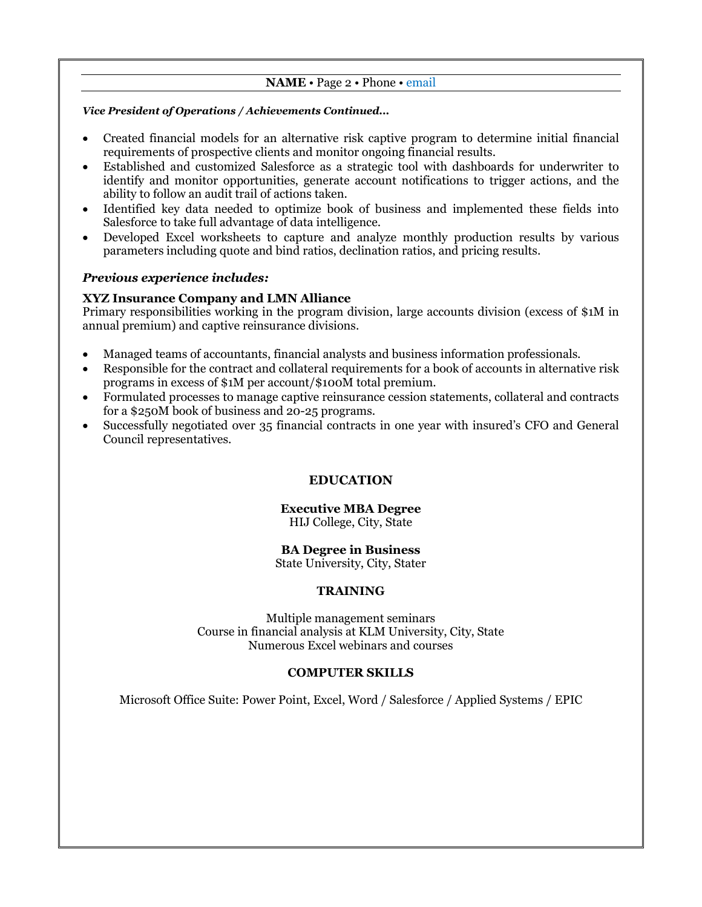***Vice President of Operations / Achievements Continued…***

- Created financial models for an alternative risk captive program to determine initial financial requirements of prospective clients and monitor ongoing financial results.
- Established and customized Salesforce as a strategic tool with dashboards for underwriter to identify and monitor opportunities, generate account notifications to trigger actions, and the ability to follow an audit trail of actions taken.
- Identified key data needed to optimize book of business and implemented these fields into Salesforce to take full advantage of data intelligence.
- Developed Excel worksheets to capture and analyze monthly production results by various parameters including quote and bind ratios, declination ratios, and pricing results.

***Previous experience includes:***

**XYZ Insurance Company and LMN Alliance**
Primary responsibilities working in the program division, large accounts divisi0n (excess of $1M in annual premium) and captive reinsurance divisions.

- Managed teams of accountants, financial analysts and business information professionals.
- Responsible for the contract and collateral requirements for a book of accounts in alternative risk programs in excess of $1M per account/$100M total premium.
- Formulated processes to manage captive reinsurance cession statements, collateral and contracts for a $250M book of business and 20-25 programs.
- Successfully negotiated over 35 financial contracts in one year with insured's CFO and General Council representatives.

## EDUCATION

**Executive MBA Degree**
HIJ College, City, State

**BA Degree in Business**
State University, City, Stater

## TRAINING

Multiple management seminars
Course in financial analysis at KLM University, City, State
Numerous Excel webinars and courses

## COMPUTER SKILLS

Microsoft Office Suite: Power Point, Excel, Word / Salesforce / Applied Systems / EPIC